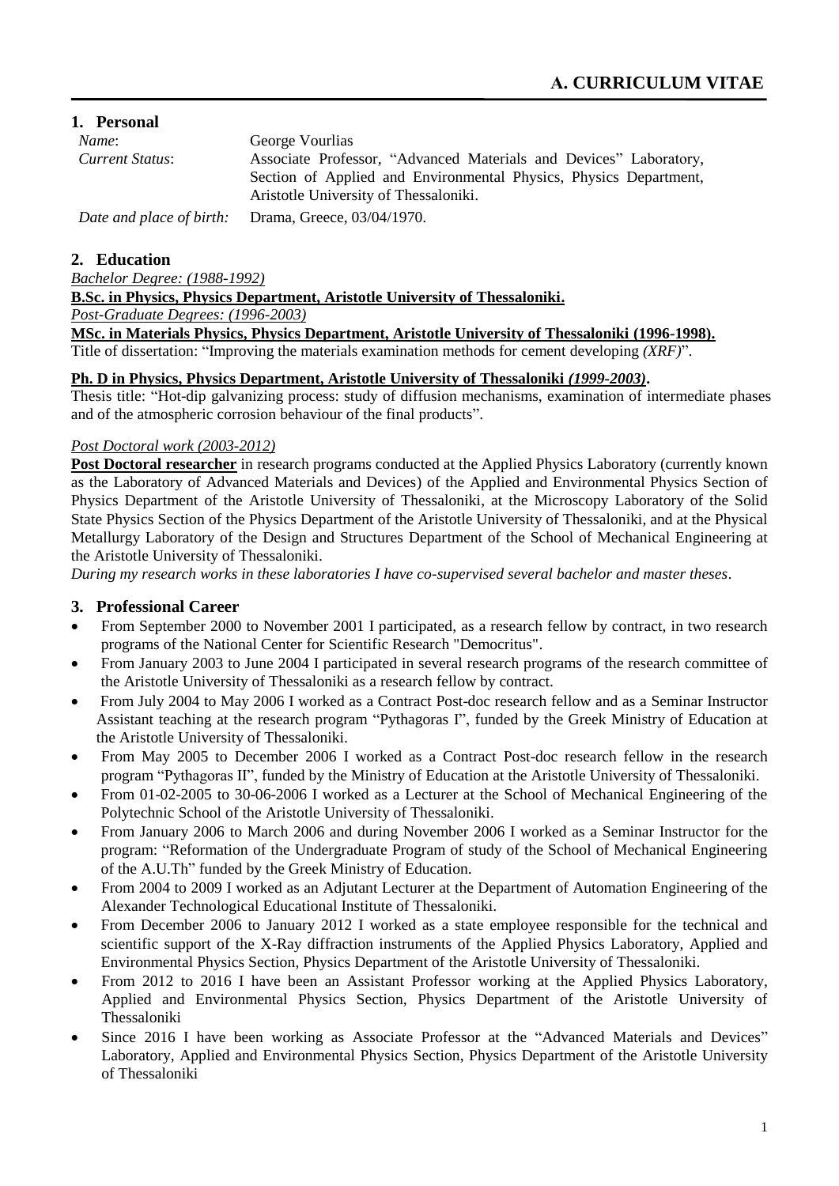# A. CURRICULUM VITAE

## 1. Personal

| | |
|---|---|
| *Name*: | George Vourlias |
| *Current Status*: | Associate Professor, "Advanced Materials and Devices" Laboratory, Section of Applied and Environmental Physics, Physics Department, Aristotle University of Thessaloniki. |
| *Date and place of birth:* | Drama, Greece, 03/04/1970. |

## 2. Education

*Bachelor Degree: (1988-1992)*

**B.Sc. in Physics, Physics Department, Aristotle University of Thessaloniki.**

*Post-Graduate Degrees: (1996-2003)*

**MSc. in Materials Physics, Physics Department, Aristotle University of Thessaloniki (1996-1998).**
Title of dissertation: "Improving the materials examination methods for cement developing *(XRF)*".

**Ph. D in Physics, Physics Department, Aristotle University of Thessaloniki *(1999-2003)*.**
Thesis title: "Hot-dip galvanizing process: study of diffusion mechanisms, examination of intermediate phases and of the atmospheric corrosion behaviour of the final products".

*Post Doctoral work (2003-2012)*

**Post Doctoral researcher** in research programs conducted at the Applied Physics Laboratory (currently known as the Laboratory of Advanced Materials and Devices) of the Applied and Environmental Physics Section of Physics Department of the Aristotle University of Thessaloniki, at the Microscopy Laboratory of the Solid State Physics Section of the Physics Department of the Aristotle University of Thessaloniki, and at the Physical Metallurgy Laboratory of the Design and Structures Department of the School of Mechanical Engineering at the Aristotle University of Thessaloniki.

*During my research works in these laboratories I have co-supervised several bachelor and master theses*.

## 3. Professional Career

- From September 2000 to November 2001 I participated, as a research fellow by contract, in two research programs of the National Center for Scientific Research "Democritus".
- From January 2003 to June 2004 I participated in several research programs of the research committee of the Aristotle University of Thessaloniki as a research fellow by contract.
- From July 2004 to May 2006 I worked as a Contract Post-doc research fellow and as a Seminar Instructor Assistant teaching at the research program "Pythagoras I", funded by the Greek Ministry of Education at the Aristotle University of Thessaloniki.
- From May 2005 to December 2006 I worked as a Contract Post-doc research fellow in the research program "Pythagoras II", funded by the Ministry of Education at the Aristotle University of Thessaloniki.
- From 01-02-2005 to 30-06-2006 I worked as a Lecturer at the School of Mechanical Engineering of the Polytechnic School of the Aristotle University of Thessaloniki.
- From January 2006 to March 2006 and during November 2006 I worked as a Seminar Instructor for the program: "Reformation of the Undergraduate Program of study of the School of Mechanical Engineering of the A.U.Th" funded by the Greek Ministry of Education.
- From 2004 to 2009 I worked as an Adjutant Lecturer at the Department of Automation Engineering of the Alexander Technological Educational Institute of Thessaloniki.
- From December 2006 to January 2012 I worked as a state employee responsible for the technical and scientific support of the X-Ray diffraction instruments of the Applied Physics Laboratory, Applied and Environmental Physics Section, Physics Department of the Aristotle University of Thessaloniki.
- From 2012 to 2016 I have been an Assistant Professor working at the Applied Physics Laboratory, Applied and Environmental Physics Section, Physics Department of the Aristotle University of Thessaloniki
- Since 2016 I have been working as Associate Professor at the "Advanced Materials and Devices" Laboratory, Applied and Environmental Physics Section, Physics Department of the Aristotle University of Thessaloniki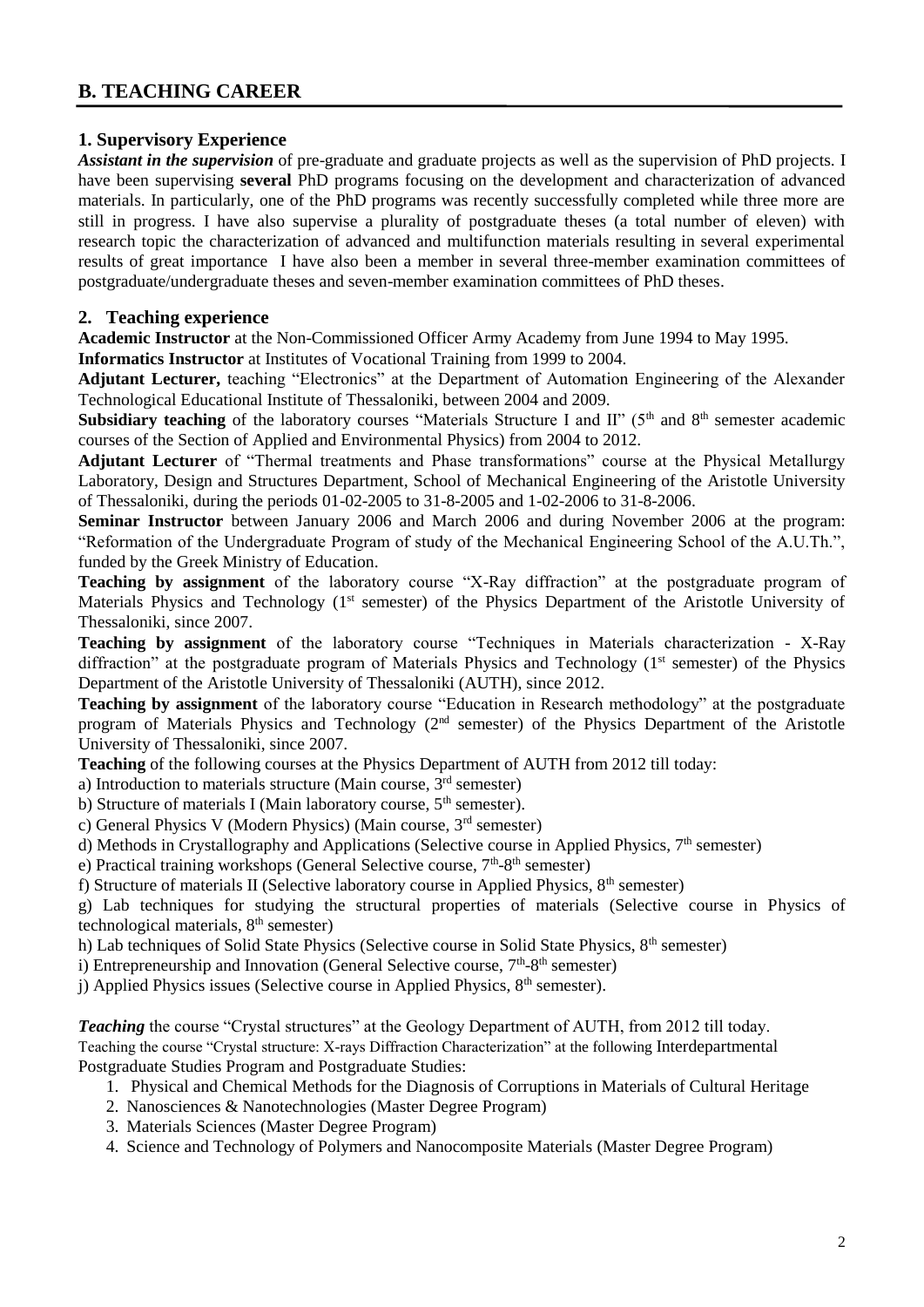## B. TEACHING CAREER

### 1. Supervisory Experience

***Assistant in the supervision*** of pre-graduate and graduate projects as well as the supervision of PhD projects. I have been supervising **several** PhD programs focusing on the development and characterization of advanced materials. In particularly, one of the PhD programs was recently successfully completed while three more are still in progress. I have also supervise a plurality of postgraduate theses (a total number of eleven) with research topic the characterization of advanced and multifunction materials resulting in several experimental results of great importance I have also been a member in several three-member examination committees of postgraduate/undergraduate theses and seven-member examination committees of PhD theses.

### 2. Teaching experience

**Academic Instructor** at the Non-Commissioned Officer Army Academy from June 1994 to May 1995.

**Informatics Instructor** at Institutes of Vocational Training from 1999 to 2004.

**Adjutant Lecturer,** teaching "Electronics" at the Department of Automation Engineering of the Alexander Technological Educational Institute of Thessaloniki, between 2004 and 2009.

**Subsidiary teaching** of the laboratory courses "Materials Structure I and II" (5th and 8th semester academic courses of the Section of Applied and Environmental Physics) from 2004 to 2012.

**Adjutant Lecturer** of "Thermal treatments and Phase transformations" course at the Physical Metallurgy Laboratory, Design and Structures Department, School of Mechanical Engineering of the Aristotle University of Thessaloniki, during the periods 01-02-2005 to 31-8-2005 and 1-02-2006 to 31-8-2006.

**Seminar Instructor** between January 2006 and March 2006 and during November 2006 at the program: "Reformation of the Undergraduate Program of study of the Mechanical Engineering School of the A.U.Th.", funded by the Greek Ministry of Education.

**Teaching by assignment** of the laboratory course "X-Ray diffraction" at the postgraduate program of Materials Physics and Technology (1st semester) of the Physics Department of the Aristotle University of Thessaloniki, since 2007.

**Teaching by assignment** of the laboratory course "Techniques in Materials characterization - X-Ray diffraction" at the postgraduate program of Materials Physics and Technology (1st semester) of the Physics Department of the Aristotle University of Thessaloniki (AUTH), since 2012.

**Teaching by assignment** of the laboratory course "Education in Research methodology" at the postgraduate program of Materials Physics and Technology (2nd semester) of the Physics Department of the Aristotle University of Thessaloniki, since 2007.

**Teaching** of the following courses at the Physics Department of AUTH from 2012 till today:

a) Introduction to materials structure (Main course, 3rd semester)
b) Structure of materials I (Main laboratory course, 5th semester).
c) General Physics V (Modern Physics) (Main course, 3rd semester)
d) Methods in Crystallography and Applications (Selective course in Applied Physics, 7th semester)
e) Practical training workshops (General Selective course, 7th-8th semester)
f) Structure of materials II (Selective laboratory course in Applied Physics, 8th semester)
g) Lab techniques for studying the structural properties of materials (Selective course in Physics of technological materials, 8th semester)
h) Lab techniques of Solid State Physics (Selective course in Solid State Physics, 8th semester)
i) Entrepreneurship and Innovation (General Selective course, 7th-8th semester)
j) Applied Physics issues (Selective course in Applied Physics, 8th semester).

***Teaching*** the course "Crystal structures" at the Geology Department of AUTH, from 2012 till today.

Teaching the course "Crystal structure: X-rays Diffraction Characterization" at the following Interdepartmental Postgraduate Studies Program and Postgraduate Studies:

1. Physical and Chemical Methods for the Diagnosis of Corruptions in Materials of Cultural Heritage
2. Nanosciences & Nanotechnologies (Master Degree Program)
3. Materials Sciences (Master Degree Program)
4. Science and Technology of Polymers and Nanocomposite Materials (Master Degree Program)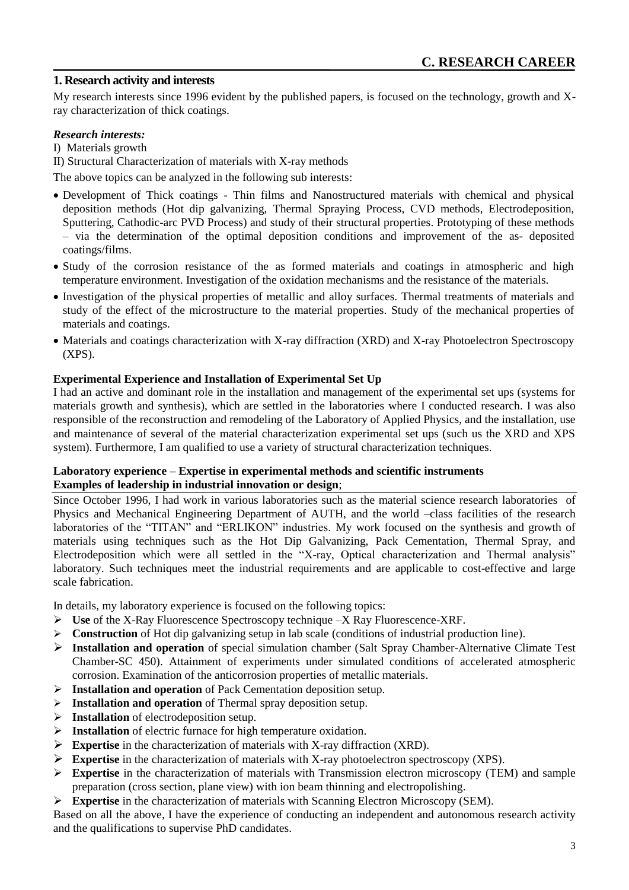## C. RESEARCH CAREER

### 1. Research activity and interests

My research interests since 1996 evident by the published papers, is focused on the technology, growth and X-ray characterization of thick coatings.

***Research interests:***

I) Materials growth

II) Structural Characterization of materials with X-ray methods

The above topics can be analyzed in the following sub interests:

- Development of Thick coatings - Thin films and Nanostructured materials with chemical and physical deposition methods (Hot dip galvanizing, Thermal Spraying Process, CVD methods, Electrodeposition, Sputtering, Cathodic-arc PVD Process) and study of their structural properties. Prototyping of these methods – via the determination of the optimal deposition conditions and improvement of the as- deposited coatings/films.
- Study of the corrosion resistance of the as formed materials and coatings in atmospheric and high temperature environment. Investigation of the oxidation mechanisms and the resistance of the materials.
- Investigation of the physical properties of metallic and alloy surfaces. Thermal treatments of materials and study of the effect of the microstructure to the material properties. Study of the mechanical properties of materials and coatings.
- Materials and coatings characterization with X-ray diffraction (XRD) and X-ray Photoelectron Spectroscopy (XPS).

**Experimental Experience and Installation of Experimental Set Up**

I had an active and dominant role in the installation and management of the experimental set ups (systems for materials growth and synthesis), which are settled in the laboratories where I conducted research. I was also responsible of the reconstruction and remodeling of the Laboratory of Applied Physics, and the installation, use and maintenance of several of the material characterization experimental set ups (such us the XRD and XPS system). Furthermore, I am qualified to use a variety of structural characterization techniques.

**Laboratory experience – Expertise in experimental methods and scientific instruments**
**Examples of leadership in industrial innovation or design**;

Since October 1996, I had work in various laboratories such as the material science research laboratories of Physics and Mechanical Engineering Department of AUTH, and the world –class facilities of the research laboratories of the "TITAN" and "ERLIKON" industries. My work focused on the synthesis and growth of materials using techniques such as the Hot Dip Galvanizing, Pack Cementation, Thermal Spray, and Electrodeposition which were all settled in the "X-ray, Optical characterization and Thermal analysis" laboratory. Such techniques meet the industrial requirements and are applicable to cost-effective and large scale fabrication.

In details, my laboratory experience is focused on the following topics:

- **Use** of the X-Ray Fluorescence Spectroscopy technique –X Ray Fluorescence-XRF.
- **Construction** of Hot dip galvanizing setup in lab scale (conditions of industrial production line).
- **Installation and operation** of special simulation chamber (Salt Spray Chamber-Alternative Climate Test Chamber-SC 450). Attainment of experiments under simulated conditions of accelerated atmospheric corrosion. Examination of the anticorrosion properties of metallic materials.
- **Installation and operation** of Pack Cementation deposition setup.
- **Installation and operation** of Thermal spray deposition setup.
- **Installation** of electrodeposition setup.
- **Installation** of electric furnace for high temperature oxidation.
- **Expertise** in the characterization of materials with X-ray diffraction (XRD).
- **Expertise** in the characterization of materials with X-ray photoelectron spectroscopy (XPS).
- **Expertise** in the characterization of materials with Transmission electron microscopy (TEM) and sample preparation (cross section, plane view) with ion beam thinning and electropolishing.
- **Expertise** in the characterization of materials with Scanning Electron Microscopy (SEM).

Based on all the above, I have the experience of conducting an independent and autonomous research activity and the qualifications to supervise PhD candidates.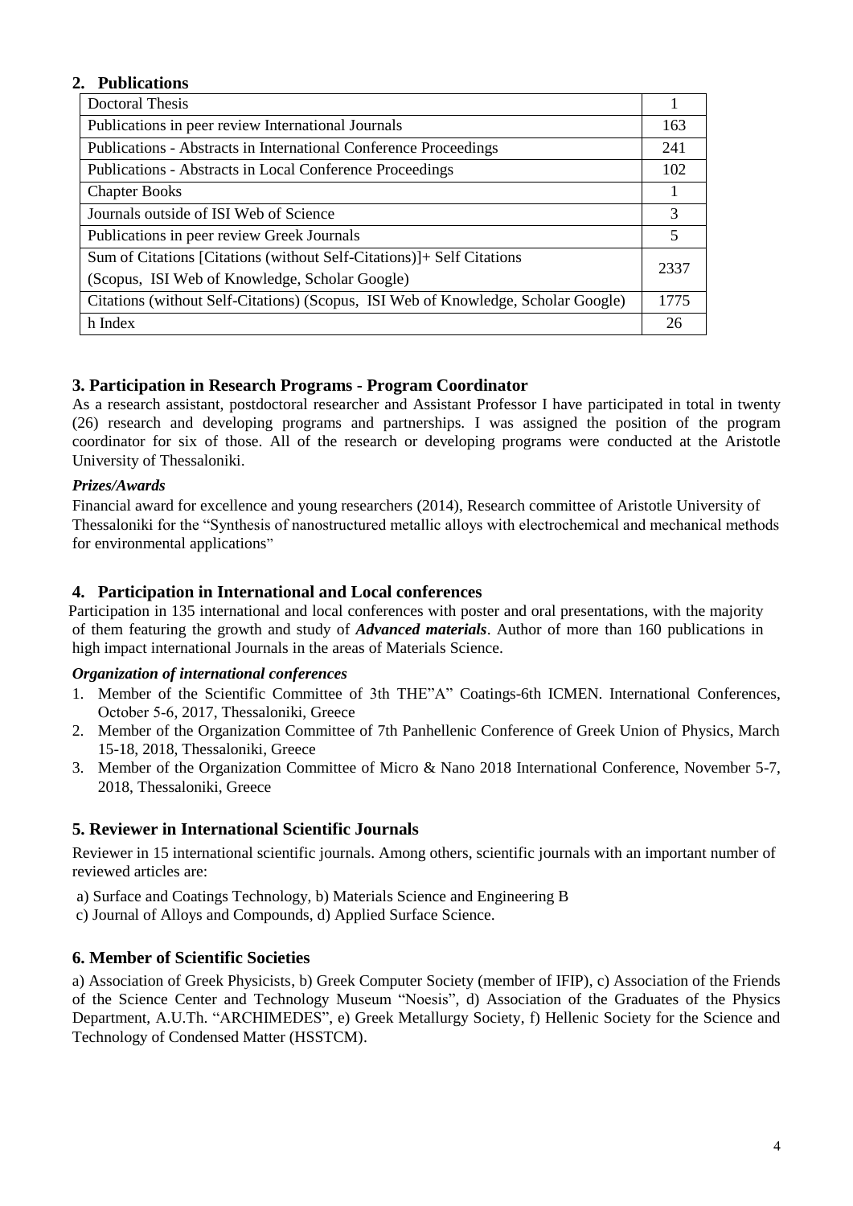## 2. Publications

| | |
|---|---|
| Doctoral Thesis | 1 |
| Publications in peer review International Journals | 163 |
| Publications - Abstracts in International Conference Proceedings | 241 |
| Publications - Abstracts in Local Conference Proceedings | 102 |
| Chapter Books | 1 |
| Journals outside of ISI Web of Science | 3 |
| Publications in peer review Greek Journals | 5 |
| Sum of Citations [Citations (without Self-Citations)]+ Self Citations (Scopus, ISI Web of Knowledge, Scholar Google) | 2337 |
| Citations (without Self-Citations) (Scopus, ISI Web of Knowledge, Scholar Google) | 1775 |
| h Index | 26 |

## 3. Participation in Research Programs - Program Coordinator

As a research assistant, postdoctoral researcher and Assistant Professor I have participated in total in twenty (26) research and developing programs and partnerships. I was assigned the position of the program coordinator for six of those. All of the research or developing programs were conducted at the Aristotle University of Thessaloniki.

### *Prizes/Awards*

Financial award for excellence and young researchers (2014), Research committee of Aristotle University of Thessaloniki for the "Synthesis of nanostructured metallic alloys with electrochemical and mechanical methods for environmental applications"

## 4. Participation in International and Local conferences

Participation in 135 international and local conferences with poster and oral presentations, with the majority of them featuring the growth and study of ***Advanced materials***. Author of more than 160 publications in high impact international Journals in the areas of Materials Science.

### *Organization of international conferences*

1. Member of the Scientific Committee of 3th THE"A" Coatings-6th ICMEN. International Conferences, October 5-6, 2017, Thessaloniki, Greece
2. Member of the Organization Committee of 7th Panhellenic Conference of Greek Union of Physics, March 15-18, 2018, Thessaloniki, Greece
3. Member of the Organization Committee of Micro & Nano 2018 International Conference, November 5-7, 2018, Thessaloniki, Greece

## 5. Reviewer in International Scientific Journals

Reviewer in 15 international scientific journals. Among others, scientific journals with an important number of reviewed articles are:

a) Surface and Coatings Technology, b) Materials Science and Engineering B
c) Journal of Alloys and Compounds, d) Applied Surface Science.

## 6. Member of Scientific Societies

a) Association of Greek Physicists, b) Greek Computer Society (member of IFIP), c) Association of the Friends of the Science Center and Technology Museum "Noesis", d) Association of the Graduates of the Physics Department, A.U.Th. "ARCHIMEDES", e) Greek Metallurgy Society, f) Hellenic Society for the Science and Technology of Condensed Matter (HSSTCM).